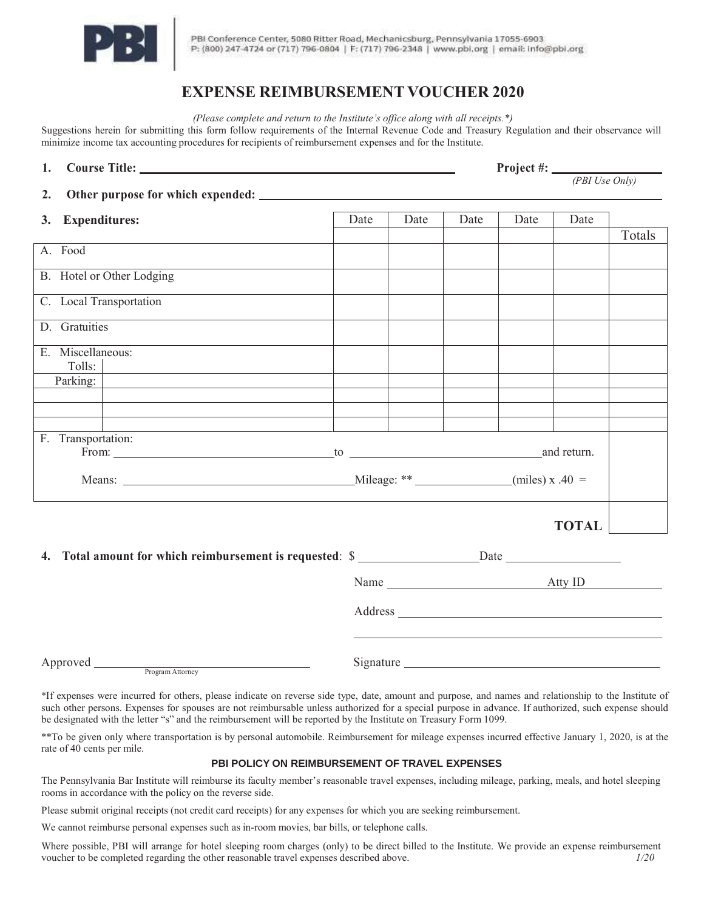PBI Conference Center, 5080 Ritter Road, Mechanicsburg, Pennsylvania 17055-6903
P: (800) 247-4724 or (717) 796-0804 | F: (717) 796-2348 | www.pbi.org | email: info@pbi.org

# EXPENSE REIMBURSEMENT VOUCHER 2020

*(Please complete and return to the Institute's office along with all receipts.\*)*

Suggestions herein for submitting this form follow requirements of the Internal Revenue Code and Treasury Regulation and their observance will minimize income tax accounting procedures for recipients of reimbursement expenses and for the Institute.

**1. Course Title:** ______________________________ **Project #:** ____________
*(PBI Use Only)*

**2. Other purpose for which expended:** ______________________________

**3. Expenditures:**

| | | Date | Date | Date | Date | Date | Totals |
|---|---|---|---|---|---|---|---|
| A. Food | | | | | | | |
| B. Hotel or Other Lodging | | | | | | | |
| C. Local Transportation | | | | | | | |
| D. Gratuities | | | | | | | |
| E. Miscellaneous: Tolls: | | | | | | | |
| Parking: | | | | | | | |
| | | | | | | | |
| | | | | | | | |
| | | | | | | | |

F. Transportation:
From: ______________________ to ______________________ and return.
Means: ______________________ Mileage: \*\* ____________ (miles) x .40 = ________

**TOTAL** ________

**4. Total amount for which reimbursement is requested**: $ ____________ Date ____________

Name ______________________ Atty ID ____________

Address ______________________________

______________________________

Approved ______________________ Signature ______________________________
Program Attorney

\*If expenses were incurred for others, please indicate on reverse side type, date, amount and purpose, and names and relationship to the Institute of such other persons. Expenses for spouses are not reimbursable unless authorized for a special purpose in advance. If authorized, such expense should be designated with the letter "s" and the reimbursement will be reported by the Institute on Treasury Form 1099.

\*\*To be given only where transportation is by personal automobile. Reimbursement for mileage expenses incurred effective January 1, 2020, is at the rate of 40 cents per mile.

## PBI POLICY ON REIMBURSEMENT OF TRAVEL EXPENSES

The Pennsylvania Bar Institute will reimburse its faculty member's reasonable travel expenses, including mileage, parking, meals, and hotel sleeping rooms in accordance with the policy on the reverse side.

Please submit original receipts (not credit card receipts) for any expenses for which you are seeking reimbursement.

We cannot reimburse personal expenses such as in-room movies, bar bills, or telephone calls.

Where possible, PBI will arrange for hotel sleeping room charges (only) to be direct billed to the Institute. We provide an expense reimbursement voucher to be completed regarding the other reasonable travel expenses described above.

*1/20*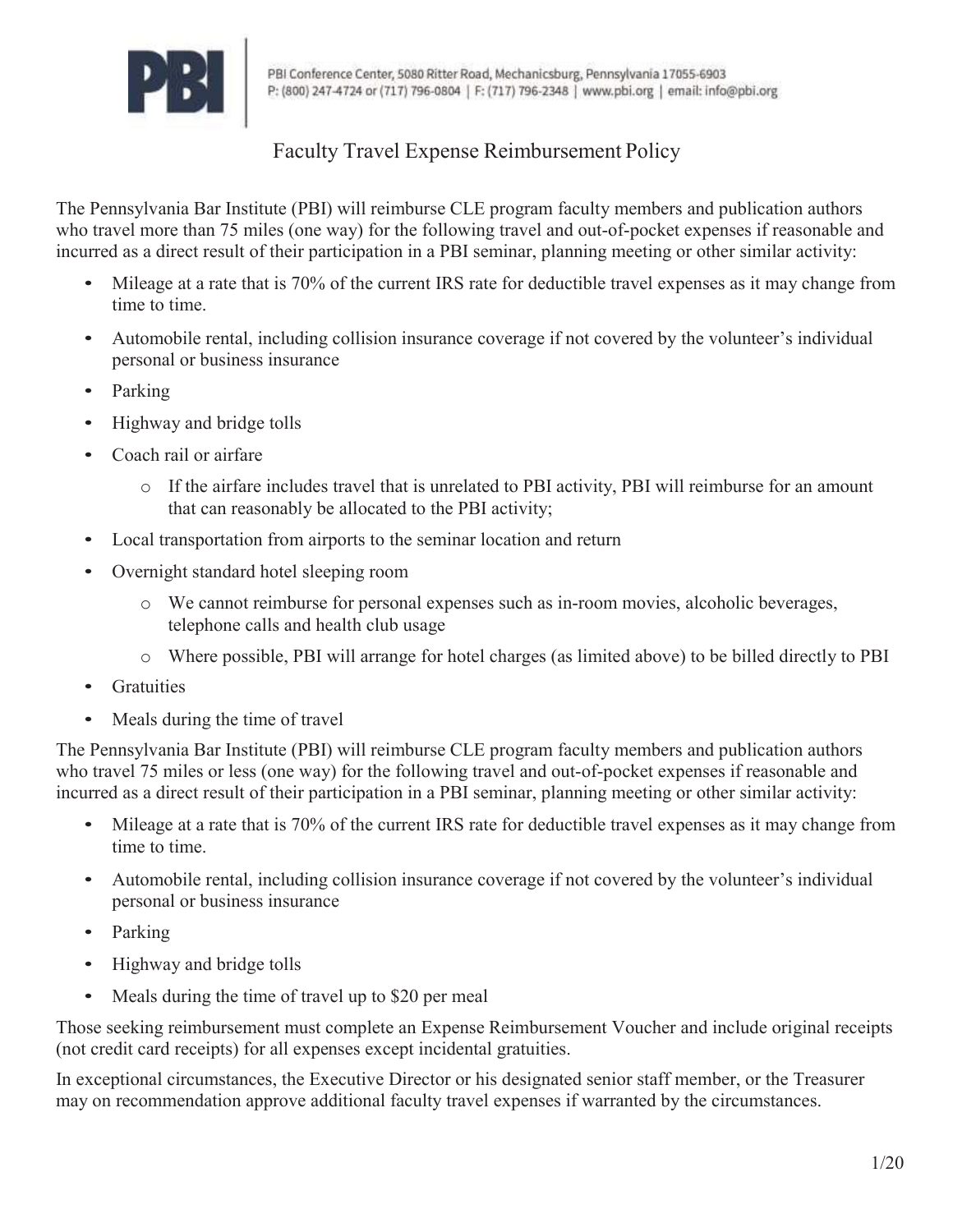PBI Conference Center, 5080 Ritter Road, Mechanicsburg, Pennsylvania 17055-6903
P: (800) 247-4724 or (717) 796-0804 | F: (717) 796-2348 | www.pbi.org | email: info@pbi.org

# Faculty Travel Expense Reimbursement Policy

The Pennsylvania Bar Institute (PBI) will reimburse CLE program faculty members and publication authors who travel more than 75 miles (one way) for the following travel and out-of-pocket expenses if reasonable and incurred as a direct result of their participation in a PBI seminar, planning meeting or other similar activity:

- Mileage at a rate that is 70% of the current IRS rate for deductible travel expenses as it may change from time to time.
- Automobile rental, including collision insurance coverage if not covered by the volunteer's individual personal or business insurance
- Parking
- Highway and bridge tolls
- Coach rail or airfare
  - If the airfare includes travel that is unrelated to PBI activity, PBI will reimburse for an amount that can reasonably be allocated to the PBI activity;
- Local transportation from airports to the seminar location and return
- Overnight standard hotel sleeping room
  - We cannot reimburse for personal expenses such as in-room movies, alcoholic beverages, telephone calls and health club usage
  - Where possible, PBI will arrange for hotel charges (as limited above) to be billed directly to PBI
- Gratuities
- Meals during the time of travel

The Pennsylvania Bar Institute (PBI) will reimburse CLE program faculty members and publication authors who travel 75 miles or less (one way) for the following travel and out-of-pocket expenses if reasonable and incurred as a direct result of their participation in a PBI seminar, planning meeting or other similar activity:

- Mileage at a rate that is 70% of the current IRS rate for deductible travel expenses as it may change from time to time.
- Automobile rental, including collision insurance coverage if not covered by the volunteer's individual personal or business insurance
- Parking
- Highway and bridge tolls
- Meals during the time of travel up to $20 per meal

Those seeking reimbursement must complete an Expense Reimbursement Voucher and include original receipts (not credit card receipts) for all expenses except incidental gratuities.

In exceptional circumstances, the Executive Director or his designated senior staff member, or the Treasurer may on recommendation approve additional faculty travel expenses if warranted by the circumstances.